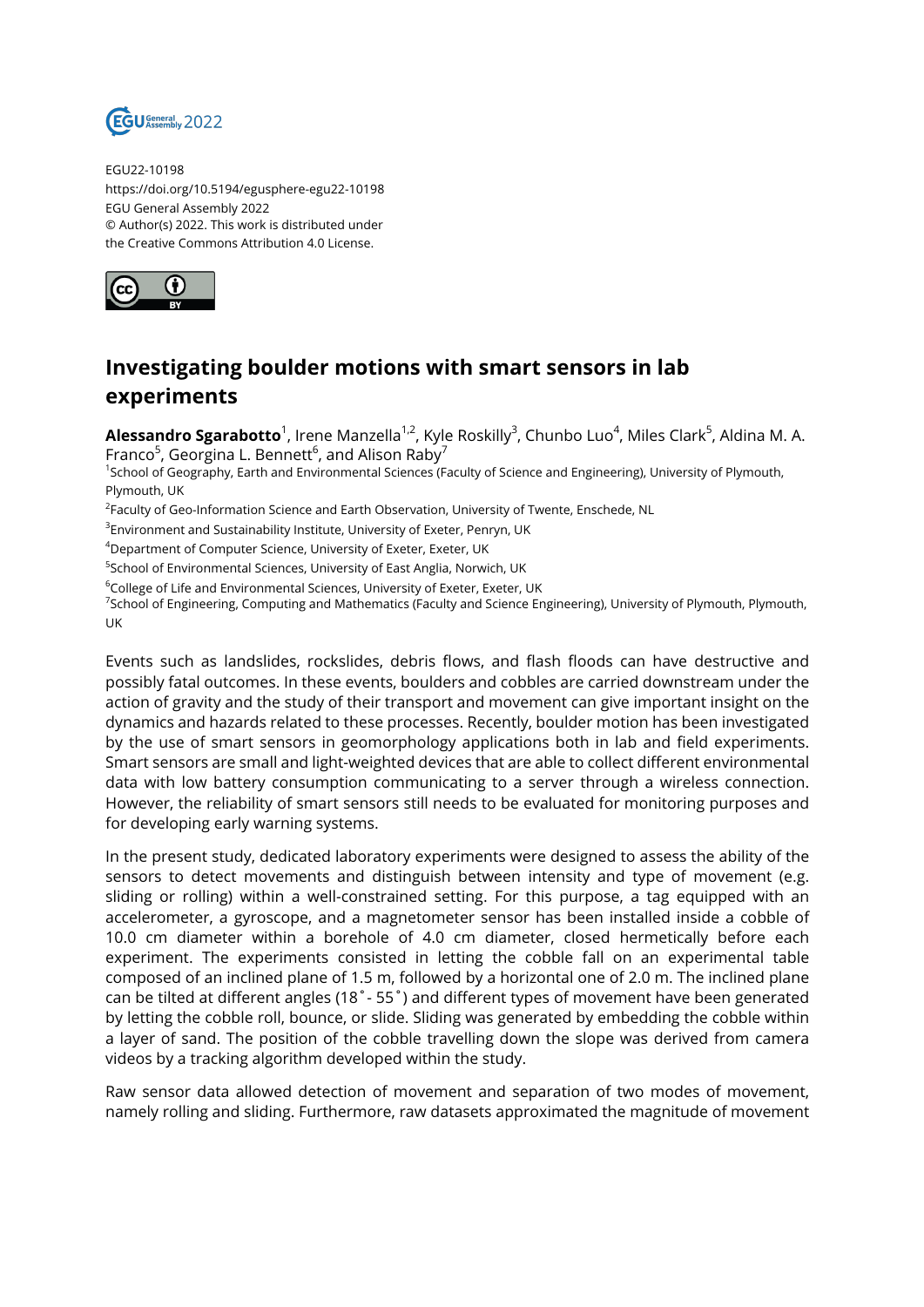EGU22-10198
https://doi.org/10.5194/egusphere-egu22-10198
EGU General Assembly 2022
© Author(s) 2022. This work is distributed under
the Creative Commons Attribution 4.0 License.

# Investigating boulder motions with smart sensors in lab experiments

**Alessandro Sgarabotto**[1], Irene Manzella[1,2], Kyle Roskilly[3], Chunbo Luo[4], Miles Clark[5], Aldina M. A. Franco[5], Georgina L. Bennett[6], and Alison Raby[7]

[1]School of Geography, Earth and Environmental Sciences (Faculty of Science and Engineering), University of Plymouth, Plymouth, UK

[2]Faculty of Geo-Information Science and Earth Observation, University of Twente, Enschede, NL

[3]Environment and Sustainability Institute, University of Exeter, Penryn, UK

[4]Department of Computer Science, University of Exeter, Exeter, UK

[5]School of Environmental Sciences, University of East Anglia, Norwich, UK

[6]College of Life and Environmental Sciences, University of Exeter, Exeter, UK

[7]School of Engineering, Computing and Mathematics (Faculty and Science Engineering), University of Plymouth, Plymouth, UK

Events such as landslides, rockslides, debris flows, and flash floods can have destructive and possibly fatal outcomes. In these events, boulders and cobbles are carried downstream under the action of gravity and the study of their transport and movement can give important insight on the dynamics and hazards related to these processes. Recently, boulder motion has been investigated by the use of smart sensors in geomorphology applications both in lab and field experiments. Smart sensors are small and light-weighted devices that are able to collect different environmental data with low battery consumption communicating to a server through a wireless connection. However, the reliability of smart sensors still needs to be evaluated for monitoring purposes and for developing early warning systems.

In the present study, dedicated laboratory experiments were designed to assess the ability of the sensors to detect movements and distinguish between intensity and type of movement (e.g. sliding or rolling) within a well-constrained setting. For this purpose, a tag equipped with an accelerometer, a gyroscope, and a magnetometer sensor has been installed inside a cobble of 10.0 cm diameter within a borehole of 4.0 cm diameter, closed hermetically before each experiment. The experiments consisted in letting the cobble fall on an experimental table composed of an inclined plane of 1.5 m, followed by a horizontal one of 2.0 m. The inclined plane can be tilted at different angles (18˚- 55˚) and different types of movement have been generated by letting the cobble roll, bounce, or slide. Sliding was generated by embedding the cobble within a layer of sand. The position of the cobble travelling down the slope was derived from camera videos by a tracking algorithm developed within the study.

Raw sensor data allowed detection of movement and separation of two modes of movement, namely rolling and sliding. Furthermore, raw datasets approximated the magnitude of movement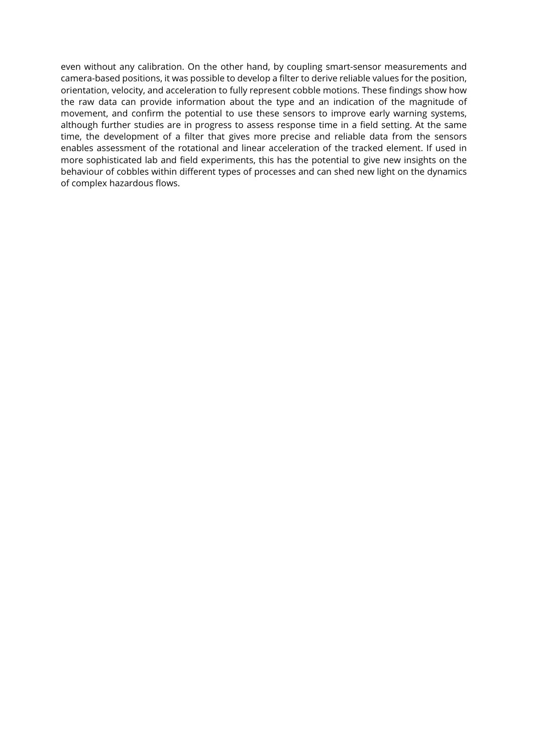even without any calibration. On the other hand, by coupling smart-sensor measurements and camera-based positions, it was possible to develop a filter to derive reliable values for the position, orientation, velocity, and acceleration to fully represent cobble motions. These findings show how the raw data can provide information about the type and an indication of the magnitude of movement, and confirm the potential to use these sensors to improve early warning systems, although further studies are in progress to assess response time in a field setting. At the same time, the development of a filter that gives more precise and reliable data from the sensors enables assessment of the rotational and linear acceleration of the tracked element. If used in more sophisticated lab and field experiments, this has the potential to give new insights on the behaviour of cobbles within different types of processes and can shed new light on the dynamics of complex hazardous flows.